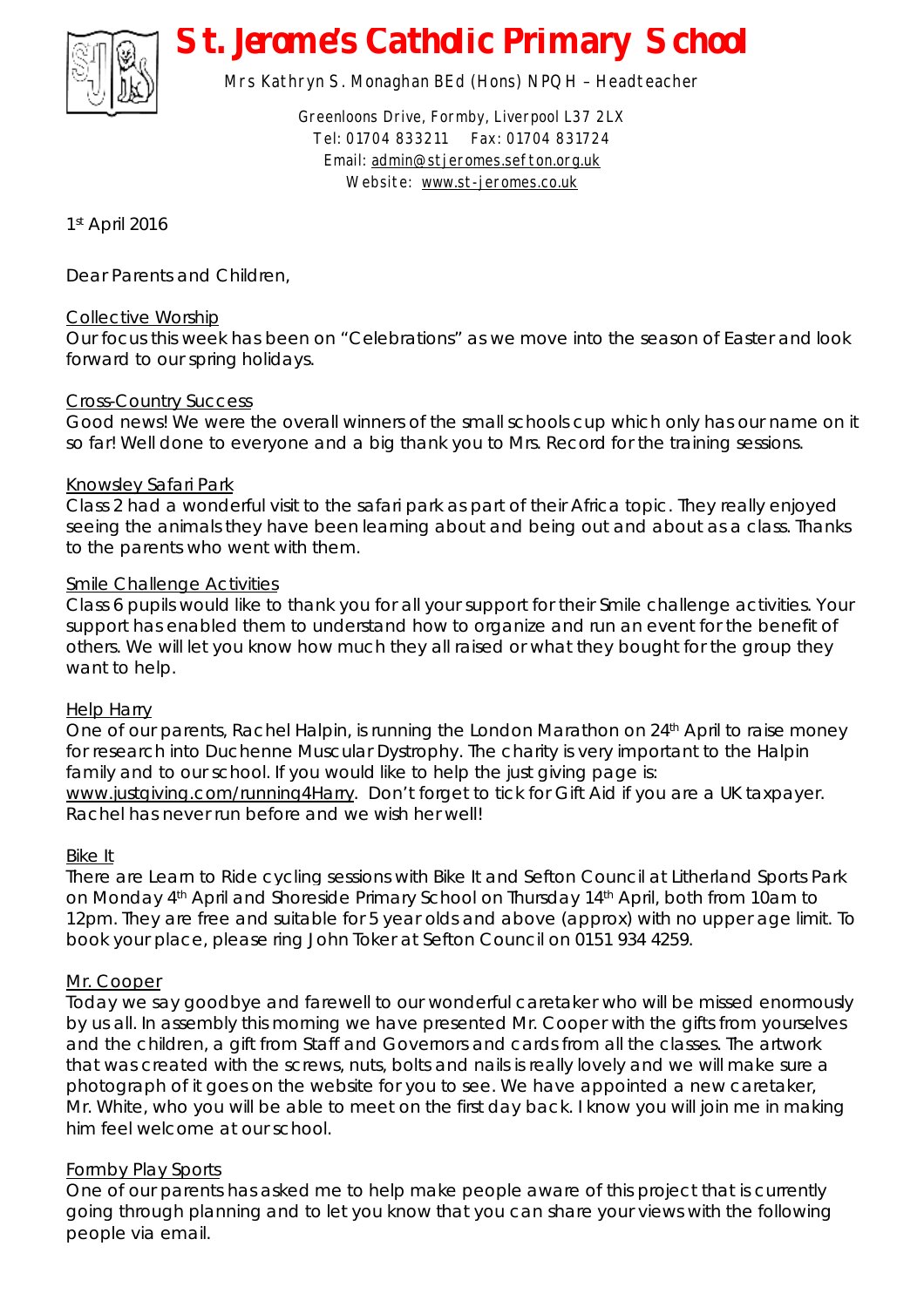# St. Jerome's Catholic Primary School

Mrs Kathryn S. Monaghan BEd (Hons) NPQH – Headteacher

Greenloons Drive, Formby, Liverpool L37 2LX
Tel: 01704 833211 Fax: 01704 831724
Email: admin@stjeromes.sefton.org.uk
Website: www.st-jeromes.co.uk

1st April 2016

Dear Parents and Children,

Collective Worship
Our focus this week has been on "Celebrations" as we move into the season of Easter and look forward to our spring holidays.

Cross-Country Success
Good news! We were the overall winners of the small schools cup which only has our name on it so far! Well done to everyone and a big thank you to Mrs. Record for the training sessions.

Knowsley Safari Park
Class 2 had a wonderful visit to the safari park as part of their Africa topic. They really enjoyed seeing the animals they have been learning about and being out and about as a class. Thanks to the parents who went with them.

Smile Challenge Activities
Class 6 pupils would like to thank you for all your support for their Smile challenge activities. Your support has enabled them to understand how to organize and run an event for the benefit of others. We will let you know how much they all raised or what they bought for the group they want to help.

Help Harry
One of our parents, Rachel Halpin, is running the London Marathon on 24th April to raise money for research into Duchenne Muscular Dystrophy. The charity is very important to the Halpin family and to our school. If you would like to help the just giving page is: www.justgiving.com/running4Harry. Don't forget to tick for Gift Aid if you are a UK taxpayer. Rachel has never run before and we wish her well!

Bike It
There are Learn to Ride cycling sessions with Bike It and Sefton Council at Litherland Sports Park on Monday 4th April and Shoreside Primary School on Thursday 14th April, both from 10am to 12pm. They are free and suitable for 5 year olds and above (approx) with no upper age limit. To book your place, please ring John Toker at Sefton Council on 0151 934 4259.

Mr. Cooper
Today we say goodbye and farewell to our wonderful caretaker who will be missed enormously by us all. In assembly this morning we have presented Mr. Cooper with the gifts from yourselves and the children, a gift from Staff and Governors and cards from all the classes. The artwork that was created with the screws, nuts, bolts and nails is really lovely and we will make sure a photograph of it goes on the website for you to see. We have appointed a new caretaker, Mr. White, who you will be able to meet on the first day back. I know you will join me in making him feel welcome at our school.

Formby Play Sports
One of our parents has asked me to help make people aware of this project that is currently going through planning and to let you know that you can share your views with the following people via email.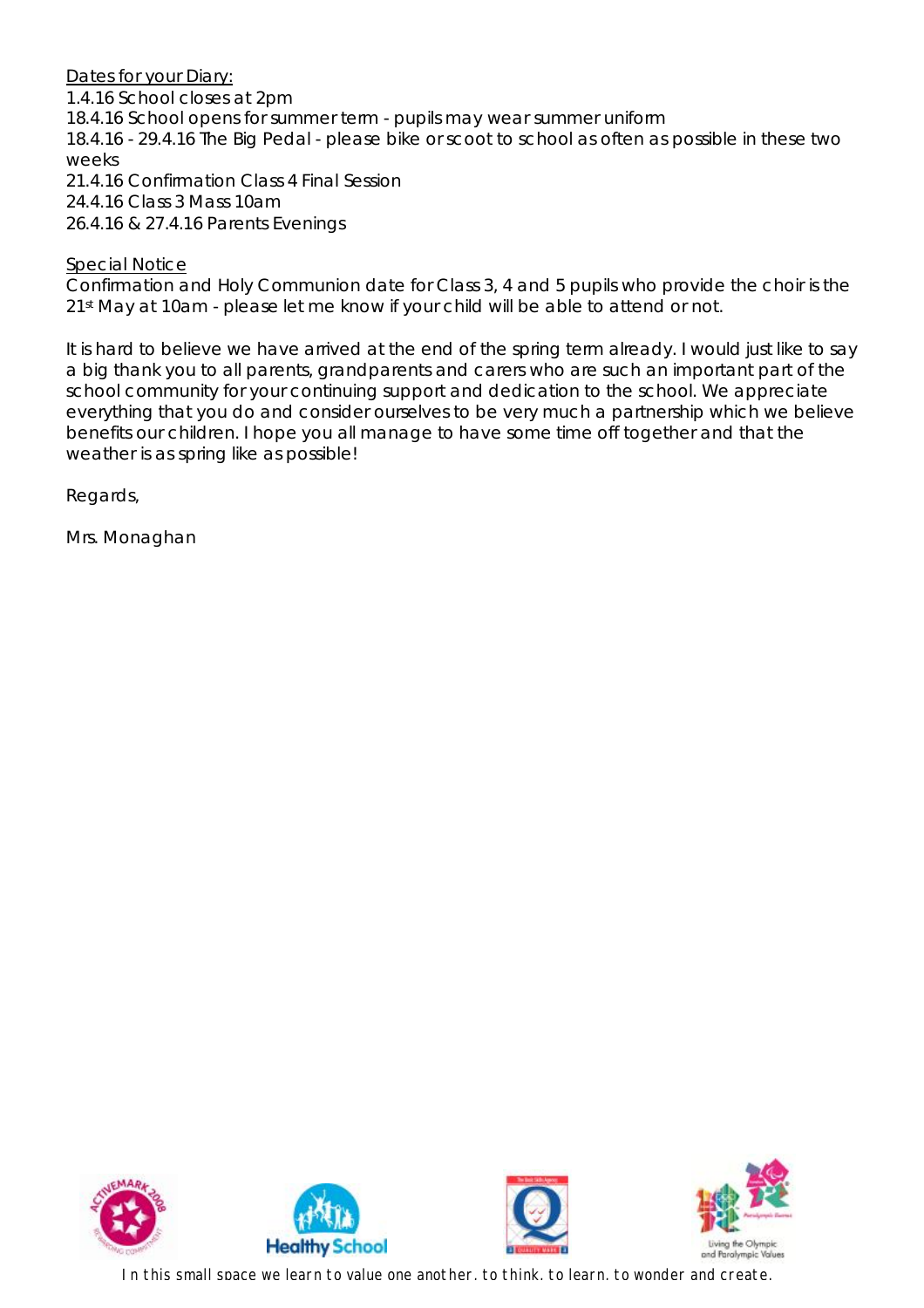Dates for your Diary:

1.4.16 School closes at 2pm
18.4.16 School opens for summer term - pupils may wear summer uniform
18.4.16 - 29.4.16 The Big Pedal - please bike or scoot to school as often as possible in these two weeks
21.4.16 Confirmation Class 4 Final Session
24.4.16 Class 3 Mass 10am
26.4.16 & 27.4.16 Parents Evenings

Special Notice

Confirmation and Holy Communion date for Class 3, 4 and 5 pupils who provide the choir is the 21st May at 10am - please let me know if your child will be able to attend or not.

It is hard to believe we have arrived at the end of the spring term already. I would just like to say a big thank you to all parents, grandparents and carers who are such an important part of the school community for your continuing support and dedication to the school. We appreciate everything that you do and consider ourselves to be very much a partnership which we believe benefits our children. I hope you all manage to have some time off together and that the weather is as spring like as possible!

Regards,

Mrs. Monaghan

In this small space we learn to value one another, to think, to learn, to wonder and create.